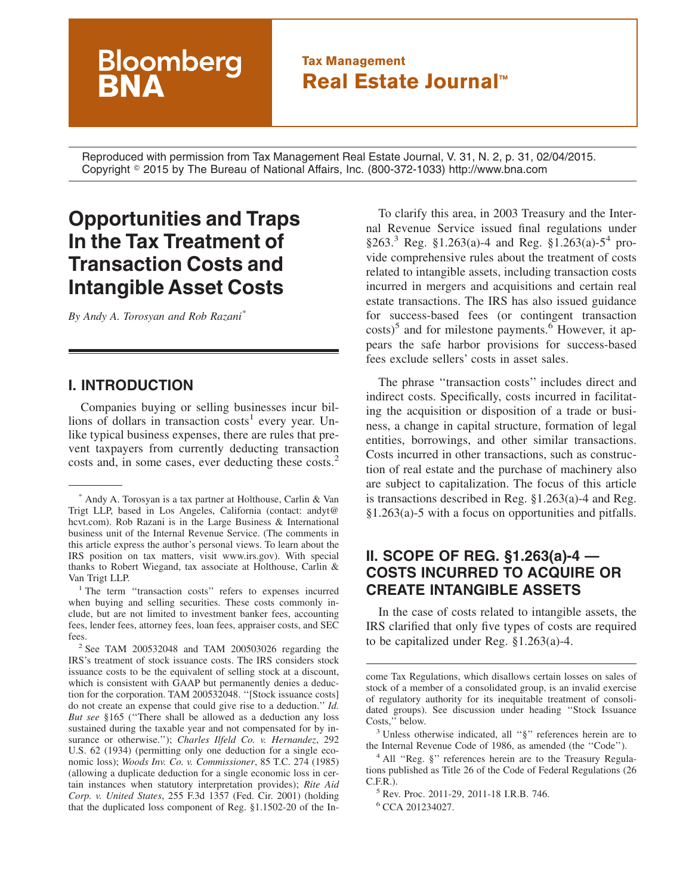Bloomberg BNA

**Tax Management**
**Real Estate Journal™**

Reproduced with permission from Tax Management Real Estate Journal, V. 31, N. 2, p. 31, 02/04/2015. Copyright © 2015 by The Bureau of National Affairs, Inc. (800-372-1033) http://www.bna.com

# Opportunities and Traps In the Tax Treatment of Transaction Costs and Intangible Asset Costs

*By Andy A. Torosyan and Rob Razani*[*]

## I. INTRODUCTION

Companies buying or selling businesses incur billions of dollars in transaction costs[1] every year. Unlike typical business expenses, there are rules that prevent taxpayers from currently deducting transaction costs and, in some cases, ever deducting these costs.[2]

To clarify this area, in 2003 Treasury and the Internal Revenue Service issued final regulations under §263.[3] Reg. §1.263(a)-4 and Reg. §1.263(a)-5[4] provide comprehensive rules about the treatment of costs related to intangible assets, including transaction costs incurred in mergers and acquisitions and certain real estate transactions. The IRS has also issued guidance for success-based fees (or contingent transaction costs)[5] and for milestone payments.[6] However, it appears the safe harbor provisions for success-based fees exclude sellers' costs in asset sales.

The phrase ''transaction costs'' includes direct and indirect costs. Specifically, costs incurred in facilitating the acquisition or disposition of a trade or business, a change in capital structure, formation of legal entities, borrowings, and other similar transactions. Costs incurred in other transactions, such as construction of real estate and the purchase of machinery also are subject to capitalization. The focus of this article is transactions described in Reg. §1.263(a)-4 and Reg. §1.263(a)-5 with a focus on opportunities and pitfalls.

## II. SCOPE OF REG. §1.263(a)-4 — COSTS INCURRED TO ACQUIRE OR CREATE INTANGIBLE ASSETS

In the case of costs related to intangible assets, the IRS clarified that only five types of costs are required to be capitalized under Reg. §1.263(a)-4.

---

[*] Andy A. Torosyan is a tax partner at Holthouse, Carlin & Van Trigt LLP, based in Los Angeles, California (contact: andyt@hcvt.com). Rob Razani is in the Large Business & International business unit of the Internal Revenue Service. (The comments in this article express the author's personal views. To learn about the IRS position on tax matters, visit www.irs.gov). With special thanks to Robert Wiegand, tax associate at Holthouse, Carlin & Van Trigt LLP.

[1] The term ''transaction costs'' refers to expenses incurred when buying and selling securities. These costs commonly include, but are not limited to investment banker fees, accounting fees, lender fees, attorney fees, loan fees, appraiser costs, and SEC fees.

[2] See TAM 200532048 and TAM 200503026 regarding the IRS's treatment of stock issuance costs. The IRS considers stock issuance costs to be the equivalent of selling stock at a discount, which is consistent with GAAP but permanently denies a deduction for the corporation. TAM 200532048. ''[Stock issuance costs] do not create an expense that could give rise to a deduction.'' *Id. But see* §165 (''There shall be allowed as a deduction any loss sustained during the taxable year and not compensated for by insurance or otherwise.''); *Charles Ilfeld Co. v. Hernandez*, 292 U.S. 62 (1934) (permitting only one deduction for a single economic loss); *Woods Inv. Co. v. Commissioner*, 85 T.C. 274 (1985) (allowing a duplicate deduction for a single economic loss in certain instances when statutory interpretation provides); *Rite Aid Corp. v. United States*, 255 F.3d 1357 (Fed. Cir. 2001) (holding that the duplicated loss component of Reg. §1.1502-20 of the Income Tax Regulations, which disallows certain losses on sales of stock of a member of a consolidated group, is an invalid exercise of regulatory authority for its inequitable treatment of consolidated groups). See discussion under heading ''Stock Issuance Costs,'' below.

[3] Unless otherwise indicated, all ''§'' references herein are to the Internal Revenue Code of 1986, as amended (the ''Code'').

[4] All ''Reg. §'' references herein are to the Treasury Regulations published as Title 26 of the Code of Federal Regulations (26 C.F.R.).

[5] Rev. Proc. 2011-29, 2011-18 I.R.B. 746.

[6] CCA 201234027.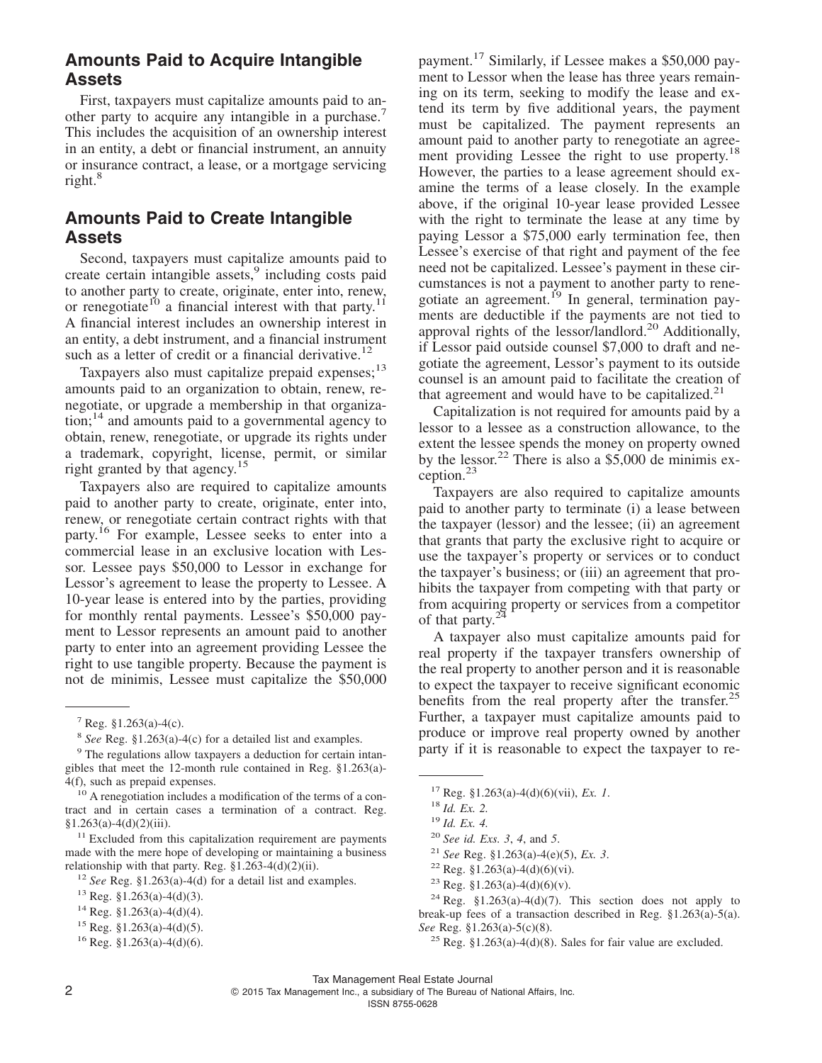## Amounts Paid to Acquire Intangible Assets

First, taxpayers must capitalize amounts paid to another party to acquire any intangible in a purchase.[7] This includes the acquisition of an ownership interest in an entity, a debt or financial instrument, an annuity or insurance contract, a lease, or a mortgage servicing right.[8]

## Amounts Paid to Create Intangible Assets

Second, taxpayers must capitalize amounts paid to create certain intangible assets,[9] including costs paid to another party to create, originate, enter into, renew, or renegotiate[10] a financial interest with that party.[11] A financial interest includes an ownership interest in an entity, a debt instrument, and a financial instrument such as a letter of credit or a financial derivative.[12]

Taxpayers also must capitalize prepaid expenses;[13] amounts paid to an organization to obtain, renew, renegotiate, or upgrade a membership in that organization;[14] and amounts paid to a governmental agency to obtain, renew, renegotiate, or upgrade its rights under a trademark, copyright, license, permit, or similar right granted by that agency.[15]

Taxpayers also are required to capitalize amounts paid to another party to create, originate, enter into, renew, or renegotiate certain contract rights with that party.[16] For example, Lessee seeks to enter into a commercial lease in an exclusive location with Lessor. Lessee pays $50,000 to Lessor in exchange for Lessor's agreement to lease the property to Lessee. A 10-year lease is entered into by the parties, providing for monthly rental payments. Lessee's $50,000 payment to Lessor represents an amount paid to another party to enter into an agreement providing Lessee the right to use tangible property. Because the payment is not de minimis, Lessee must capitalize the $50,000 payment.[17] Similarly, if Lessee makes a $50,000 payment to Lessor when the lease has three years remaining on its term, seeking to modify the lease and extend its term by five additional years, the payment must be capitalized. The payment represents an amount paid to another party to renegotiate an agreement providing Lessee the right to use property.[18] However, the parties to a lease agreement should examine the terms of a lease closely. In the example above, if the original 10-year lease provided Lessee with the right to terminate the lease at any time by paying Lessor a $75,000 early termination fee, then Lessee's exercise of that right and payment of the fee need not be capitalized. Lessee's payment in these circumstances is not a payment to another party to renegotiate an agreement.[19] In general, termination payments are deductible if the payments are not tied to approval rights of the lessor/landlord.[20] Additionally, if Lessor paid outside counsel $7,000 to draft and negotiate the agreement, Lessor's payment to its outside counsel is an amount paid to facilitate the creation of that agreement and would have to be capitalized.[21]

Capitalization is not required for amounts paid by a lessor to a lessee as a construction allowance, to the extent the lessee spends the money on property owned by the lessor.[22] There is also a $5,000 de minimis exception.[23]

Taxpayers are also required to capitalize amounts paid to another party to terminate (i) a lease between the taxpayer (lessor) and the lessee; (ii) an agreement that grants that party the exclusive right to acquire or use the taxpayer's property or services or to conduct the taxpayer's business; or (iii) an agreement that prohibits the taxpayer from competing with that party or from acquiring property or services from a competitor of that party.[24]

A taxpayer also must capitalize amounts paid for real property if the taxpayer transfers ownership of the real property to another person and it is reasonable to expect the taxpayer to receive significant economic benefits from the real property after the transfer.[25] Further, a taxpayer must capitalize amounts paid to produce or improve real property owned by another party if it is reasonable to expect the taxpayer to re-

---

[7] Reg. §1.263(a)-4(c).

[8] *See* Reg. §1.263(a)-4(c) for a detailed list and examples.

[9] The regulations allow taxpayers a deduction for certain intangibles that meet the 12-month rule contained in Reg. §1.263(a)-4(f), such as prepaid expenses.

[10] A renegotiation includes a modification of the terms of a contract and in certain cases a termination of a contract. Reg. §1.263(a)-4(d)(2)(iii).

[11] Excluded from this capitalization requirement are payments made with the mere hope of developing or maintaining a business relationship with that party. Reg. §1.263-4(d)(2)(ii).

[12] *See* Reg. §1.263(a)-4(d) for a detail list and examples.

[13] Reg. §1.263(a)-4(d)(3).

[14] Reg. §1.263(a)-4(d)(4).

[15] Reg. §1.263(a)-4(d)(5).

[16] Reg. §1.263(a)-4(d)(6).

[17] Reg. §1.263(a)-4(d)(6)(vii), *Ex. 1*.

[18] *Id. Ex. 2.*

[19] *Id. Ex. 4.*

[20] *See id. Exs. 3*, *4*, and *5*.

[21] *See* Reg. §1.263(a)-4(e)(5), *Ex. 3*.

[22] Reg. §1.263(a)-4(d)(6)(vi).

[23] Reg. §1.263(a)-4(d)(6)(v).

[24] Reg. §1.263(a)-4(d)(7). This section does not apply to break-up fees of a transaction described in Reg. §1.263(a)-5(a). *See* Reg. §1.263(a)-5(c)(8).

[25] Reg. §1.263(a)-4(d)(8). Sales for fair value are excluded.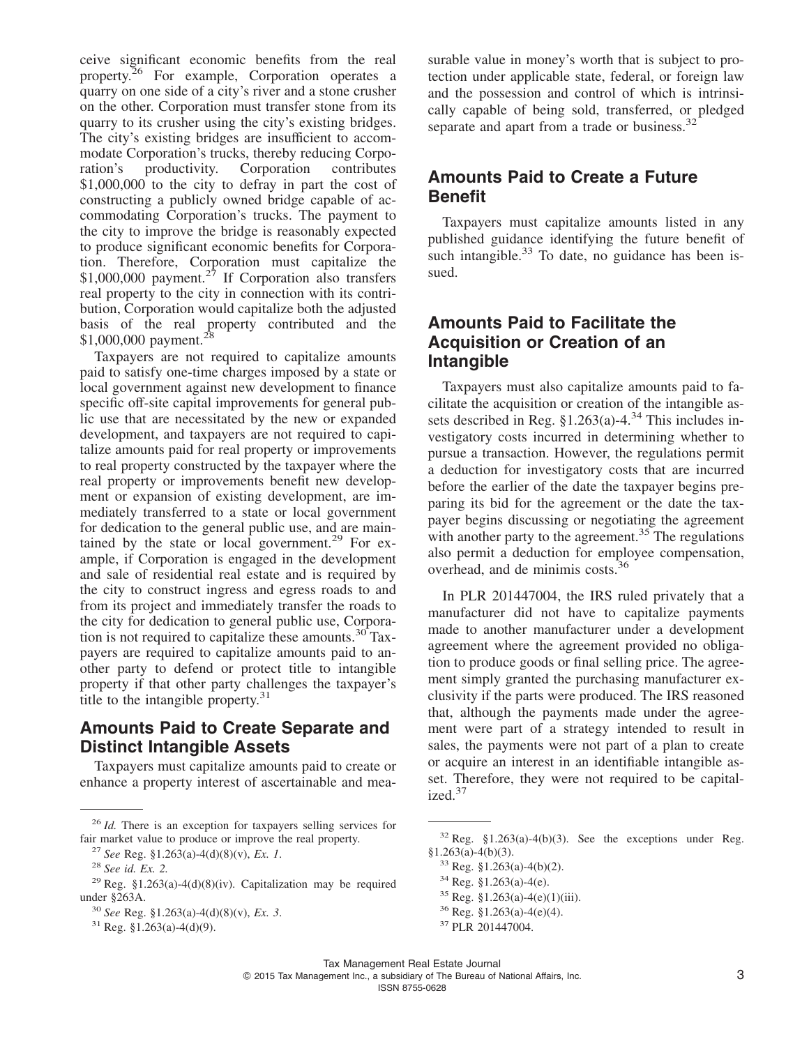ceive significant economic benefits from the real property.[26] For example, Corporation operates a quarry on one side of a city's river and a stone crusher on the other. Corporation must transfer stone from its quarry to its crusher using the city's existing bridges. The city's existing bridges are insufficient to accommodate Corporation's trucks, thereby reducing Corporation's productivity. Corporation contributes $1,000,000 to the city to defray in part the cost of constructing a publicly owned bridge capable of accommodating Corporation's trucks. The payment to the city to improve the bridge is reasonably expected to produce significant economic benefits for Corporation. Therefore, Corporation must capitalize the $1,000,000 payment.[27] If Corporation also transfers real property to the city in connection with its contribution, Corporation would capitalize both the adjusted basis of the real property contributed and the $1,000,000 payment.[28]

Taxpayers are not required to capitalize amounts paid to satisfy one-time charges imposed by a state or local government against new development to finance specific off-site capital improvements for general public use that are necessitated by the new or expanded development, and taxpayers are not required to capitalize amounts paid for real property or improvements to real property constructed by the taxpayer where the real property or improvements benefit new development or expansion of existing development, are immediately transferred to a state or local government for dedication to the general public use, and are maintained by the state or local government.[29] For example, if Corporation is engaged in the development and sale of residential real estate and is required by the city to construct ingress and egress roads to and from its project and immediately transfer the roads to the city for dedication to general public use, Corporation is not required to capitalize these amounts.[30] Taxpayers are required to capitalize amounts paid to another party to defend or protect title to intangible property if that other party challenges the taxpayer's title to the intangible property.[31]

## Amounts Paid to Create Separate and Distinct Intangible Assets

Taxpayers must capitalize amounts paid to create or enhance a property interest of ascertainable and measurable value in money's worth that is subject to protection under applicable state, federal, or foreign law and the possession and control of which is intrinsically capable of being sold, transferred, or pledged separate and apart from a trade or business.[32]

## Amounts Paid to Create a Future Benefit

Taxpayers must capitalize amounts listed in any published guidance identifying the future benefit of such intangible.[33] To date, no guidance has been issued.

## Amounts Paid to Facilitate the Acquisition or Creation of an Intangible

Taxpayers must also capitalize amounts paid to facilitate the acquisition or creation of the intangible assets described in Reg. §1.263(a)-4.[34] This includes investigatory costs incurred in determining whether to pursue a transaction. However, the regulations permit a deduction for investigatory costs that are incurred before the earlier of the date the taxpayer begins preparing its bid for the agreement or the date the taxpayer begins discussing or negotiating the agreement with another party to the agreement.[35] The regulations also permit a deduction for employee compensation, overhead, and de minimis costs.[36]

In PLR 201447004, the IRS ruled privately that a manufacturer did not have to capitalize payments made to another manufacturer under a development agreement where the agreement provided no obligation to produce goods or final selling price. The agreement simply granted the purchasing manufacturer exclusivity if the parts were produced. The IRS reasoned that, although the payments made under the agreement were part of a strategy intended to result in sales, the payments were not part of a plan to create or acquire an interest in an identifiable intangible asset. Therefore, they were not required to be capitalized.[37]

---

[26] *Id.* There is an exception for taxpayers selling services for fair market value to produce or improve the real property.

[27] *See* Reg. §1.263(a)-4(d)(8)(v), *Ex. 1*.

[28] *See id. Ex. 2.*

[29] Reg. §1.263(a)-4(d)(8)(iv). Capitalization may be required under §263A.

[30] *See* Reg. §1.263(a)-4(d)(8)(v), *Ex. 3*.

[31] Reg. §1.263(a)-4(d)(9).

[32] Reg. §1.263(a)-4(b)(3). See the exceptions under Reg. §1.263(a)-4(b)(3).

[33] Reg. §1.263(a)-4(b)(2).

[34] Reg. §1.263(a)-4(e).

[35] Reg. §1.263(a)-4(e)(1)(iii).

[36] Reg. §1.263(a)-4(e)(4).

[37] PLR 201447004.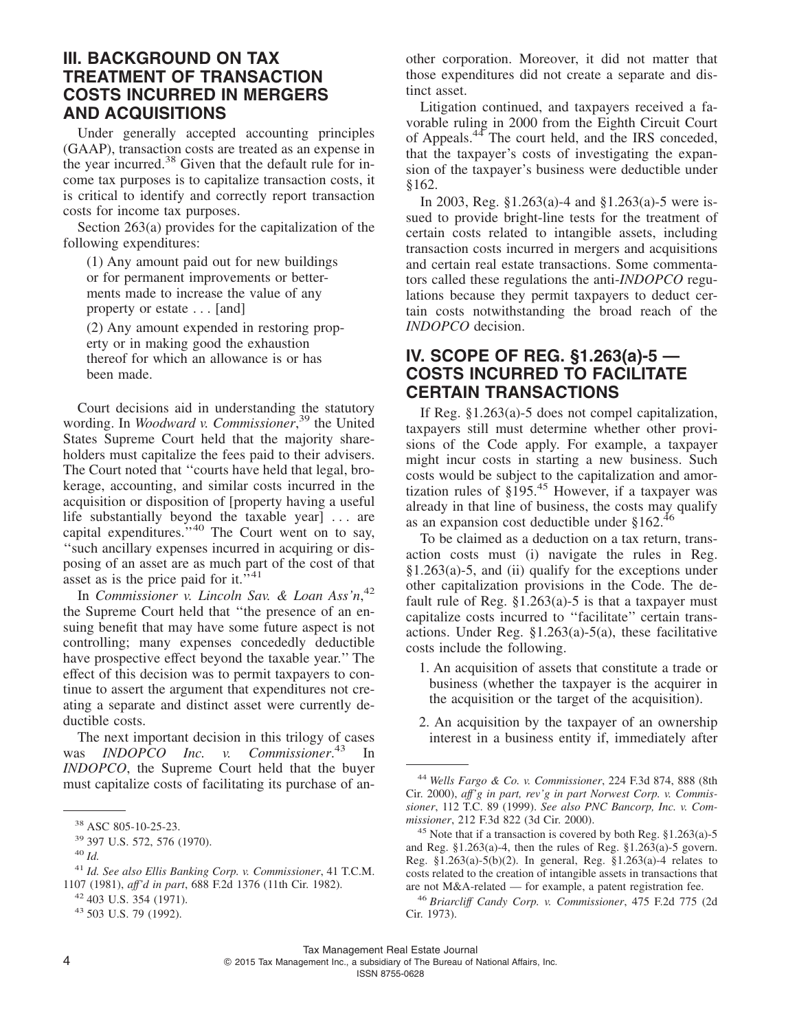## III. BACKGROUND ON TAX TREATMENT OF TRANSACTION COSTS INCURRED IN MERGERS AND ACQUISITIONS

Under generally accepted accounting principles (GAAP), transaction costs are treated as an expense in the year incurred.[38] Given that the default rule for income tax purposes is to capitalize transaction costs, it is critical to identify and correctly report transaction costs for income tax purposes.

Section 263(a) provides for the capitalization of the following expenditures:

> (1) Any amount paid out for new buildings or for permanent improvements or betterments made to increase the value of any property or estate . . . [and]
>
> (2) Any amount expended in restoring property or in making good the exhaustion thereof for which an allowance is or has been made.

Court decisions aid in understanding the statutory wording. In *Woodward v. Commissioner*,[39] the United States Supreme Court held that the majority shareholders must capitalize the fees paid to their advisers. The Court noted that ''courts have held that legal, brokerage, accounting, and similar costs incurred in the acquisition or disposition of [property having a useful life substantially beyond the taxable year] . . . are capital expenditures.''[40] The Court went on to say, ''such ancillary expenses incurred in acquiring or disposing of an asset are as much part of the cost of that asset as is the price paid for it.''[41]

In *Commissioner v. Lincoln Sav. & Loan Ass'n*,[42] the Supreme Court held that ''the presence of an ensuing benefit that may have some future aspect is not controlling; many expenses concededly deductible have prospective effect beyond the taxable year.'' The effect of this decision was to permit taxpayers to continue to assert the argument that expenditures not creating a separate and distinct asset were currently deductible costs.

The next important decision in this trilogy of cases was *INDOPCO Inc. v. Commissioner*.[43] In *INDOPCO*, the Supreme Court held that the buyer must capitalize costs of facilitating its purchase of another corporation. Moreover, it did not matter that those expenditures did not create a separate and distinct asset.

Litigation continued, and taxpayers received a favorable ruling in 2000 from the Eighth Circuit Court of Appeals.[44] The court held, and the IRS conceded, that the taxpayer's costs of investigating the expansion of the taxpayer's business were deductible under §162.

In 2003, Reg. §1.263(a)-4 and §1.263(a)-5 were issued to provide bright-line tests for the treatment of certain costs related to intangible assets, including transaction costs incurred in mergers and acquisitions and certain real estate transactions. Some commentators called these regulations the anti-*INDOPCO* regulations because they permit taxpayers to deduct certain costs notwithstanding the broad reach of the *INDOPCO* decision.

## IV. SCOPE OF REG. §1.263(a)-5 — COSTS INCURRED TO FACILITATE CERTAIN TRANSACTIONS

If Reg. §1.263(a)-5 does not compel capitalization, taxpayers still must determine whether other provisions of the Code apply. For example, a taxpayer might incur costs in starting a new business. Such costs would be subject to the capitalization and amortization rules of §195.[45] However, if a taxpayer was already in that line of business, the costs may qualify as an expansion cost deductible under §162.[46]

To be claimed as a deduction on a tax return, transaction costs must (i) navigate the rules in Reg. §1.263(a)-5, and (ii) qualify for the exceptions under other capitalization provisions in the Code. The default rule of Reg. §1.263(a)-5 is that a taxpayer must capitalize costs incurred to ''facilitate'' certain transactions. Under Reg. §1.263(a)-5(a), these facilitative costs include the following.

1. An acquisition of assets that constitute a trade or business (whether the taxpayer is the acquirer in the acquisition or the target of the acquisition).
2. An acquisition by the taxpayer of an ownership interest in a business entity if, immediately after

---

[38] ASC 805-10-25-23.

[39] 397 U.S. 572, 576 (1970).

[40] *Id.*

[41] *Id. See also Ellis Banking Corp. v. Commissioner*, 41 T.C.M. 1107 (1981), *aff'd in part*, 688 F.2d 1376 (11th Cir. 1982).

[42] 403 U.S. 354 (1971).

[43] 503 U.S. 79 (1992).

[44] *Wells Fargo & Co. v. Commissioner*, 224 F.3d 874, 888 (8th Cir. 2000), *aff'g in part, rev'g in part Norwest Corp. v. Commissioner*, 112 T.C. 89 (1999). *See also PNC Bancorp, Inc. v. Commissioner*, 212 F.3d 822 (3d Cir. 2000).

[45] Note that if a transaction is covered by both Reg. §1.263(a)-5 and Reg. §1.263(a)-4, then the rules of Reg. §1.263(a)-5 govern. Reg. §1.263(a)-5(b)(2). In general, Reg. §1.263(a)-4 relates to costs related to the creation of intangible assets in transactions that are not M&A-related — for example, a patent registration fee.

[46] *Briarcliff Candy Corp. v. Commissioner*, 475 F.2d 775 (2d Cir. 1973).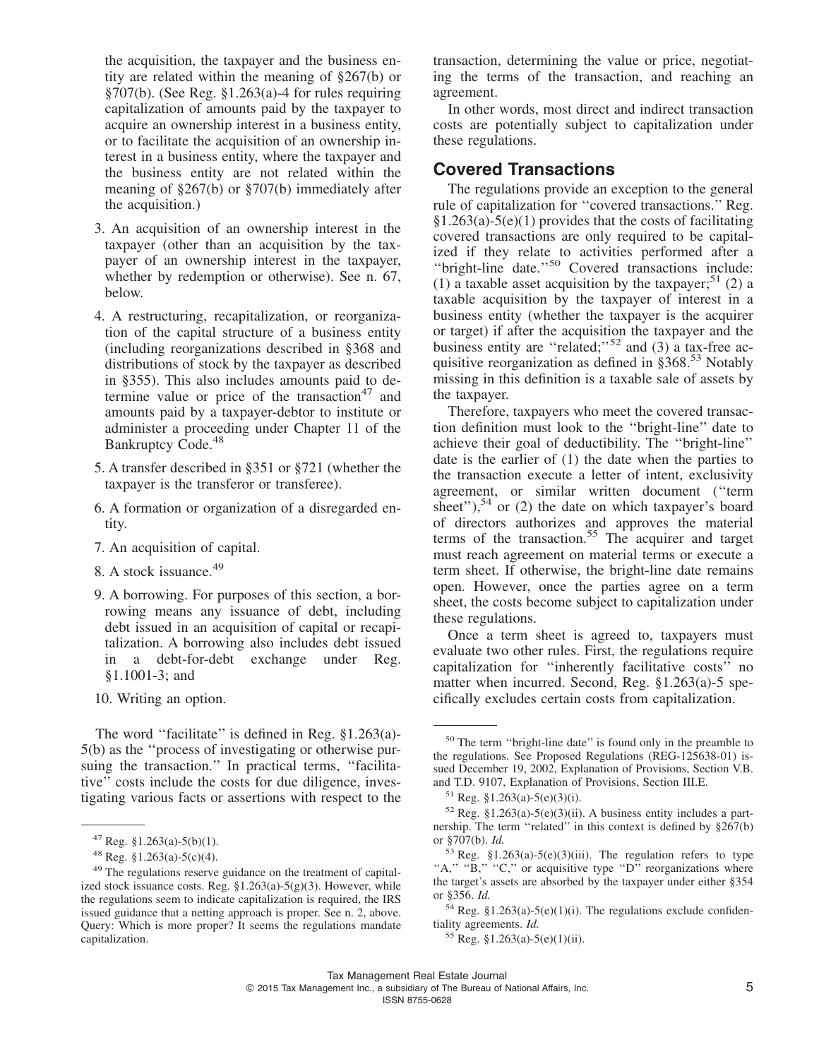the acquisition, the taxpayer and the business entity are related within the meaning of §267(b) or §707(b). (See Reg. §1.263(a)-4 for rules requiring capitalization of amounts paid by the taxpayer to acquire an ownership interest in a business entity, or to facilitate the acquisition of an ownership interest in a business entity, where the taxpayer and the business entity are not related within the meaning of §267(b) or §707(b) immediately after the acquisition.)

3. An acquisition of an ownership interest in the taxpayer (other than an acquisition by the taxpayer of an ownership interest in the taxpayer, whether by redemption or otherwise). See n. 67, below.
4. A restructuring, recapitalization, or reorganization of the capital structure of a business entity (including reorganizations described in §368 and distributions of stock by the taxpayer as described in §355). This also includes amounts paid to determine value or price of the transaction[47] and amounts paid by a taxpayer-debtor to institute or administer a proceeding under Chapter 11 of the Bankruptcy Code.[48]
5. A transfer described in §351 or §721 (whether the taxpayer is the transferor or transferee).
6. A formation or organization of a disregarded entity.
7. An acquisition of capital.
8. A stock issuance.[49]
9. A borrowing. For purposes of this section, a borrowing means any issuance of debt, including debt issued in an acquisition of capital or recapitalization. A borrowing also includes debt issued in a debt-for-debt exchange under Reg. §1.1001-3; and
10. Writing an option.

The word ''facilitate'' is defined in Reg. §1.263(a)-5(b) as the ''process of investigating or otherwise pursuing the transaction.'' In practical terms, ''facilitative'' costs include the costs for due diligence, investigating various facts or assertions with respect to the transaction, determining the value or price, negotiating the terms of the transaction, and reaching an agreement.

In other words, most direct and indirect transaction costs are potentially subject to capitalization under these regulations.

## Covered Transactions

The regulations provide an exception to the general rule of capitalization for ''covered transactions.'' Reg. §1.263(a)-5(e)(1) provides that the costs of facilitating covered transactions are only required to be capitalized if they relate to activities performed after a ''bright-line date.''[50] Covered transactions include: (1) a taxable asset acquisition by the taxpayer;[51] (2) a taxable acquisition by the taxpayer of interest in a business entity (whether the taxpayer is the acquirer or target) if after the acquisition the taxpayer and the business entity are ''related;''[52] and (3) a tax-free acquisitive reorganization as defined in §368.[53] Notably missing in this definition is a taxable sale of assets by the taxpayer.

Therefore, taxpayers who meet the covered transaction definition must look to the ''bright-line'' date to achieve their goal of deductibility. The ''bright-line'' date is the earlier of (1) the date when the parties to the transaction execute a letter of intent, exclusivity agreement, or similar written document (''term sheet''),[54] or (2) the date on which taxpayer's board of directors authorizes and approves the material terms of the transaction.[55] The acquirer and target must reach agreement on material terms or execute a term sheet. If otherwise, the bright-line date remains open. However, once the parties agree on a term sheet, the costs become subject to capitalization under these regulations.

Once a term sheet is agreed to, taxpayers must evaluate two other rules. First, the regulations require capitalization for ''inherently facilitative costs'' no matter when incurred. Second, Reg. §1.263(a)-5 specifically excludes certain costs from capitalization.

---

[47] Reg. §1.263(a)-5(b)(1).

[48] Reg. §1.263(a)-5(c)(4).

[49] The regulations reserve guidance on the treatment of capitalized stock issuance costs. Reg. §1.263(a)-5(g)(3). However, while the regulations seem to indicate capitalization is required, the IRS issued guidance that a netting approach is proper. See n. 2, above. Query: Which is more proper? It seems the regulations mandate capitalization.

[50] The term ''bright-line date'' is found only in the preamble to the regulations. See Proposed Regulations (REG-125638-01) issued December 19, 2002, Explanation of Provisions, Section V.B. and T.D. 9107, Explanation of Provisions, Section III.E.

[51] Reg. §1.263(a)-5(e)(3)(i).

[52] Reg. §1.263(a)-5(e)(3)(ii). A business entity includes a partnership. The term ''related'' in this context is defined by §267(b) or §707(b). *Id.*

[53] Reg. §1.263(a)-5(e)(3)(iii). The regulation refers to type ''A,'' ''B,'' ''C,'' or acquisitive type ''D'' reorganizations where the target's assets are absorbed by the taxpayer under either §354 or §356. *Id.*

[54] Reg. §1.263(a)-5(e)(1)(i). The regulations exclude confidentiality agreements. *Id.*

[55] Reg. §1.263(a)-5(e)(1)(ii).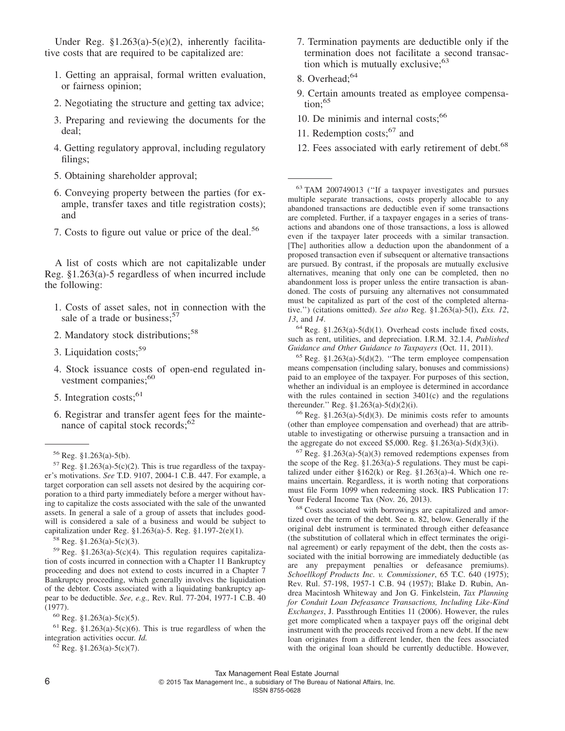Under Reg. §1.263(a)-5(e)(2), inherently facilitative costs that are required to be capitalized are:

1. Getting an appraisal, formal written evaluation, or fairness opinion;
2. Negotiating the structure and getting tax advice;
3. Preparing and reviewing the documents for the deal;
4. Getting regulatory approval, including regulatory filings;
5. Obtaining shareholder approval;
6. Conveying property between the parties (for example, transfer taxes and title registration costs); and
7. Costs to figure out value or price of the deal.[56]

A list of costs which are not capitalizable under Reg. §1.263(a)-5 regardless of when incurred include the following:

1. Costs of asset sales, not in connection with the sale of a trade or business;[57]
2. Mandatory stock distributions;[58]
3. Liquidation costs;[59]
4. Stock issuance costs of open-end regulated investment companies;[60]
5. Integration costs;[61]
6. Registrar and transfer agent fees for the maintenance of capital stock records;[62]
7. Termination payments are deductible only if the termination does not facilitate a second transaction which is mutually exclusive;[63]
8. Overhead;[64]
9. Certain amounts treated as employee compensation;[65]
10. De minimis and internal costs;[66]
11. Redemption costs;[67] and
12. Fees associated with early retirement of debt.[68]

---

[56] Reg. §1.263(a)-5(b).

[57] Reg. §1.263(a)-5(c)(2). This is true regardless of the taxpayer's motivations. *See* T.D. 9107, 2004-1 C.B. 447. For example, a target corporation can sell assets not desired by the acquiring corporation to a third party immediately before a merger without having to capitalize the costs associated with the sale of the unwanted assets. In general a sale of a group of assets that includes goodwill is considered a sale of a business and would be subject to capitalization under Reg. §1.263(a)-5. Reg. §1.197-2(e)(1).

[58] Reg. §1.263(a)-5(c)(3).

[59] Reg. §1.263(a)-5(c)(4). This regulation requires capitalization of costs incurred in connection with a Chapter 11 Bankruptcy proceeding and does not extend to costs incurred in a Chapter 7 Bankruptcy proceeding, which generally involves the liquidation of the debtor. Costs associated with a liquidating bankruptcy appear to be deductible. *See, e.g.,* Rev. Rul. 77-204, 1977-1 C.B. 40 (1977).

[60] Reg. §1.263(a)-5(c)(5).

[61] Reg. §1.263(a)-5(c)(6). This is true regardless of when the integration activities occur. *Id.*

[62] Reg. §1.263(a)-5(c)(7).

[63] TAM 200749013 (''If a taxpayer investigates and pursues multiple separate transactions, costs properly allocable to any abandoned transactions are deductible even if some transactions are completed. Further, if a taxpayer engages in a series of transactions and abandons one of those transactions, a loss is allowed even if the taxpayer later proceeds with a similar transaction. [The] authorities allow a deduction upon the abandonment of a proposed transaction even if subsequent or alternative transactions are pursued. By contrast, if the proposals are mutually exclusive alternatives, meaning that only one can be completed, then no abandonment loss is proper unless the entire transaction is abandoned. The costs of pursuing any alternatives not consummated must be capitalized as part of the cost of the completed alternative.'') (citations omitted). *See also* Reg. §1.263(a)-5(l), *Exs. 12*, *13*, and *14*.

[64] Reg. §1.263(a)-5(d)(1). Overhead costs include fixed costs, such as rent, utilities, and depreciation. I.R.M. 32.1.4, *Published Guidance and Other Guidance to Taxpayers* (Oct. 11, 2011).

[65] Reg. §1.263(a)-5(d)(2). ''The term employee compensation means compensation (including salary, bonuses and commissions) paid to an employee of the taxpayer. For purposes of this section, whether an individual is an employee is determined in accordance with the rules contained in section 3401(c) and the regulations thereunder.'' Reg. §1.263(a)-5(d)(2)(i).

[66] Reg. §1.263(a)-5(d)(3). De minimis costs refer to amounts (other than employee compensation and overhead) that are attributable to investigating or otherwise pursuing a transaction and in the aggregate do not exceed $5,000. Reg. §1.263(a)-5(d)(3)(i).

[67] Reg. §1.263(a)-5(a)(3) removed redemptions expenses from the scope of the Reg. §1.263(a)-5 regulations. They must be capitalized under either §162(k) or Reg. §1.263(a)-4. Which one remains uncertain. Regardless, it is worth noting that corporations must file Form 1099 when redeeming stock. IRS Publication 17: Your Federal Income Tax (Nov. 26, 2013).

[68] Costs associated with borrowings are capitalized and amortized over the term of the debt. See n. 82, below. Generally if the original debt instrument is terminated through either defeasance (the substitution of collateral which in effect terminates the original agreement) or early repayment of the debt, then the costs associated with the initial borrowing are immediately deductible (as are any prepayment penalties or defeasance premiums). *Schoellkopf Products Inc. v. Commissioner*, 65 T.C. 640 (1975); Rev. Rul. 57-198, 1957-1 C.B. 94 (1957); Blake D. Rubin, Andrea Macintosh Whiteway and Jon G. Finkelstein, *Tax Planning for Conduit Loan Defeasance Transactions, Including Like-Kind Exchanges*, J. Passthrough Entities 11 (2006). However, the rules get more complicated when a taxpayer pays off the original debt instrument with the proceeds received from a new debt. If the new loan originates from a different lender, then the fees associated with the original loan should be currently deductible. However,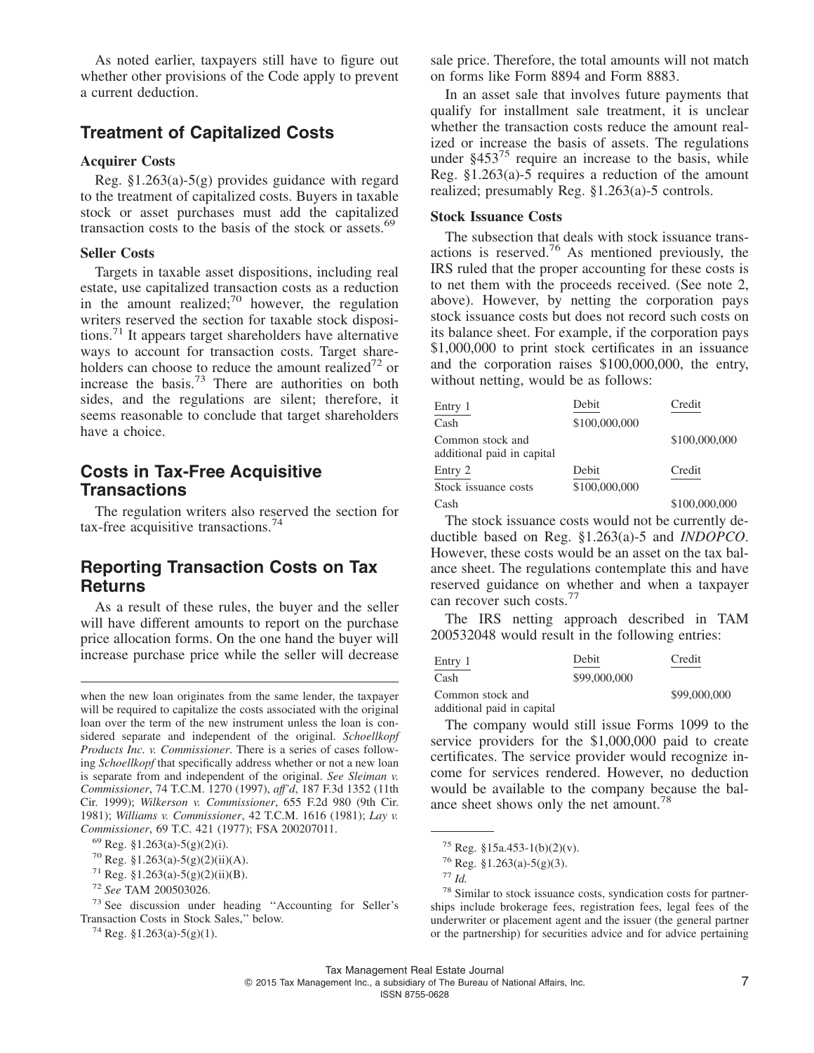As noted earlier, taxpayers still have to figure out whether other provisions of the Code apply to prevent a current deduction.

## Treatment of Capitalized Costs

### Acquirer Costs

Reg. §1.263(a)-5(g) provides guidance with regard to the treatment of capitalized costs. Buyers in taxable stock or asset purchases must add the capitalized transaction costs to the basis of the stock or assets.[69]

### Seller Costs

Targets in taxable asset dispositions, including real estate, use capitalized transaction costs as a reduction in the amount realized;[70] however, the regulation writers reserved the section for taxable stock dispositions.[71] It appears target shareholders have alternative ways to account for transaction costs. Target shareholders can choose to reduce the amount realized[72] or increase the basis.[73] There are authorities on both sides, and the regulations are silent; therefore, it seems reasonable to conclude that target shareholders have a choice.

## Costs in Tax-Free Acquisitive Transactions

The regulation writers also reserved the section for tax-free acquisitive transactions.[74]

## Reporting Transaction Costs on Tax Returns

As a result of these rules, the buyer and the seller will have different amounts to report on the purchase price allocation forms. On the one hand the buyer will increase purchase price while the seller will decrease sale price. Therefore, the total amounts will not match on forms like Form 8894 and Form 8883.

In an asset sale that involves future payments that qualify for installment sale treatment, it is unclear whether the transaction costs reduce the amount realized or increase the basis of assets. The regulations under §453[75] require an increase to the basis, while Reg. §1.263(a)-5 requires a reduction of the amount realized; presumably Reg. §1.263(a)-5 controls.

### Stock Issuance Costs

The subsection that deals with stock issuance transactions is reserved.[76] As mentioned previously, the IRS ruled that the proper accounting for these costs is to net them with the proceeds received. (See note 2, above). However, by netting the corporation pays stock issuance costs but does not record such costs on its balance sheet. For example, if the corporation pays $1,000,000 to print stock certificates in an issuance and the corporation raises $100,000,000, the entry, without netting, would be as follows:

| Entry 1 | Debit | Credit |
|---|---|---|
| Cash | $100,000,000 | |
| Common stock and additional paid in capital | | $100,000,000 |
| Entry 2 | Debit | Credit |
| Stock issuance costs | $100,000,000 | |
| Cash | | $100,000,000 |

The stock issuance costs would not be currently deductible based on Reg. §1.263(a)-5 and *INDOPCO*. However, these costs would be an asset on the tax balance sheet. The regulations contemplate this and have reserved guidance on whether and when a taxpayer can recover such costs.[77]

The IRS netting approach described in TAM 200532048 would result in the following entries:

| Entry 1 | Debit | Credit |
|---|---|---|
| Cash | $99,000,000 | |
| Common stock and additional paid in capital | | $99,000,000 |

The company would still issue Forms 1099 to the service providers for the $1,000,000 paid to create certificates. The service provider would recognize income for services rendered. However, no deduction would be available to the company because the balance sheet shows only the net amount.[78]

---

when the new loan originates from the same lender, the taxpayer will be required to capitalize the costs associated with the original loan over the term of the new instrument unless the loan is considered separate and independent of the original. *Schoellkopf Products Inc. v. Commissioner*. There is a series of cases following *Schoellkopf* that specifically address whether or not a new loan is separate from and independent of the original. *See Sleiman v. Commissioner*, 74 T.C.M. 1270 (1997), *aff'd*, 187 F.3d 1352 (11th Cir. 1999); *Wilkerson v. Commissioner*, 655 F.2d 980 (9th Cir. 1981); *Williams v. Commissioner*, 42 T.C.M. 1616 (1981); *Lay v. Commissioner*, 69 T.C. 421 (1977); FSA 200207011.

[69] Reg. §1.263(a)-5(g)(2)(i).

[70] Reg. §1.263(a)-5(g)(2)(ii)(A).

[71] Reg. §1.263(a)-5(g)(2)(ii)(B).

[72] *See* TAM 200503026.

[73] See discussion under heading "Accounting for Seller's Transaction Costs in Stock Sales," below.

[74] Reg. §1.263(a)-5(g)(1).

[75] Reg. §15a.453-1(b)(2)(v).

[76] Reg. §1.263(a)-5(g)(3).

[77] *Id.*

[78] Similar to stock issuance costs, syndication costs for partnerships include brokerage fees, registration fees, legal fees of the underwriter or placement agent and the issuer (the general partner or the partnership) for securities advice and for advice pertaining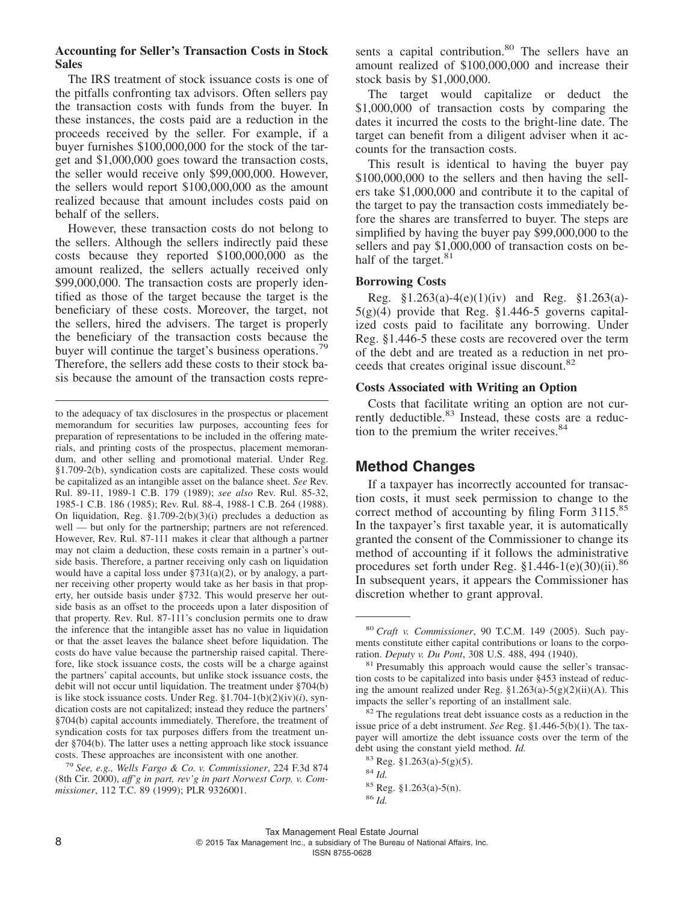**Accounting for Seller's Transaction Costs in Stock Sales**

The IRS treatment of stock issuance costs is one of the pitfalls confronting tax advisors. Often sellers pay the transaction costs with funds from the buyer. In these instances, the costs paid are a reduction in the proceeds received by the seller. For example, if a buyer furnishes $100,000,000 for the stock of the target and $1,000,000 goes toward the transaction costs, the seller would receive only $99,000,000. However, the sellers would report $100,000,000 as the amount realized because that amount includes costs paid on behalf of the sellers.

However, these transaction costs do not belong to the sellers. Although the sellers indirectly paid these costs because they reported $100,000,000 as the amount realized, the sellers actually received only $99,000,000. The transaction costs are properly identified as those of the target because the target is the beneficiary of these costs. Moreover, the target, not the sellers, hired the advisers. The target is properly the beneficiary of the transaction costs because the buyer will continue the target's business operations.[79] Therefore, the sellers add these costs to their stock basis because the amount of the transaction costs represents a capital contribution.[80] The sellers have an amount realized of $100,000,000 and increase their stock basis by $1,000,000.

The target would capitalize or deduct the $1,000,000 of transaction costs by comparing the dates it incurred the costs to the bright-line date. The target can benefit from a diligent adviser when it accounts for the transaction costs.

This result is identical to having the buyer pay $100,000,000 to the sellers and then having the sellers take $1,000,000 and contribute it to the capital of the target to pay the transaction costs immediately before the shares are transferred to buyer. The steps are simplified by having the buyer pay $99,000,000 to the sellers and pay $1,000,000 of transaction costs on behalf of the target.[81]

**Borrowing Costs**

Reg. §1.263(a)-4(e)(1)(iv) and Reg. §1.263(a)-5(g)(4) provide that Reg. §1.446-5 governs capitalized costs paid to facilitate any borrowing. Under Reg. §1.446-5 these costs are recovered over the term of the debt and are treated as a reduction in net proceeds that creates original issue discount.[82]

**Costs Associated with Writing an Option**

Costs that facilitate writing an option are not currently deductible.[83] Instead, these costs are a reduction to the premium the writer receives.[84]

## Method Changes

If a taxpayer has incorrectly accounted for transaction costs, it must seek permission to change to the correct method of accounting by filing Form 3115.[85] In the taxpayer's first taxable year, it is automatically granted the consent of the Commissioner to change its method of accounting if it follows the administrative procedures set forth under Reg. §1.446-1(e)(30)(ii).[86] In subsequent years, it appears the Commissioner has discretion whether to grant approval.

---

to the adequacy of tax disclosures in the prospectus or placement memorandum for securities law purposes, accounting fees for preparation of representations to be included in the offering materials, and printing costs of the prospectus, placement memorandum, and other selling and promotional material. Under Reg. §1.709-2(b), syndication costs are capitalized. These costs would be capitalized as an intangible asset on the balance sheet. *See* Rev. Rul. 89-11, 1989-1 C.B. 179 (1989); *see also* Rev. Rul. 85-32, 1985-1 C.B. 186 (1985); Rev. Rul. 88-4, 1988-1 C.B. 264 (1988). On liquidation, Reg. §1.709-2(b)(3)(i) precludes a deduction as well — but only for the partnership; partners are not referenced. However, Rev. Rul. 87-111 makes it clear that although a partner may not claim a deduction, these costs remain in a partner's outside basis. Therefore, a partner receiving only cash on liquidation would have a capital loss under §731(a)(2), or by analogy, a partner receiving other property would take as her basis in that property, her outside basis under §732. This would preserve her outside basis as an offset to the proceeds upon a later disposition of that property. Rev. Rul. 87-111's conclusion permits one to draw the inference that the intangible asset has no value in liquidation or that the asset leaves the balance sheet before liquidation. The costs do have value because the partnership raised capital. Therefore, like stock issuance costs, the costs will be a charge against the partners' capital accounts, but unlike stock issuance costs, the debit will not occur until liquidation. The treatment under §704(b) is like stock issuance costs. Under Reg. §1.704-1(b)(2)(iv)(*i*), syndication costs are not capitalized; instead they reduce the partners' §704(b) capital accounts immediately. Therefore, the treatment of syndication costs for tax purposes differs from the treatment under §704(b). The latter uses a netting approach like stock issuance costs. These approaches are inconsistent with one another.

[79] *See, e.g., Wells Fargo & Co. v. Commissioner*, 224 F.3d 874 (8th Cir. 2000), *aff'g in part, rev'g in part Norwest Corp. v. Commissioner*, 112 T.C. 89 (1999); PLR 9326001.

[80] *Craft v. Commissioner*, 90 T.C.M. 149 (2005). Such payments constitute either capital contributions or loans to the corporation. *Deputy v. Du Pont*, 308 U.S. 488, 494 (1940).

[81] Presumably this approach would cause the seller's transaction costs to be capitalized into basis under §453 instead of reducing the amount realized under Reg. §1.263(a)-5(g)(2)(ii)(A). This impacts the seller's reporting of an installment sale.

[82] The regulations treat debt issuance costs as a reduction in the issue price of a debt instrument. *See* Reg. §1.446-5(b)(1). The taxpayer will amortize the debt issuance costs over the term of the debt using the constant yield method. *Id.*

[83] Reg. §1.263(a)-5(g)(5).

[84] *Id.*

[85] Reg. §1.263(a)-5(n).

[86] *Id.*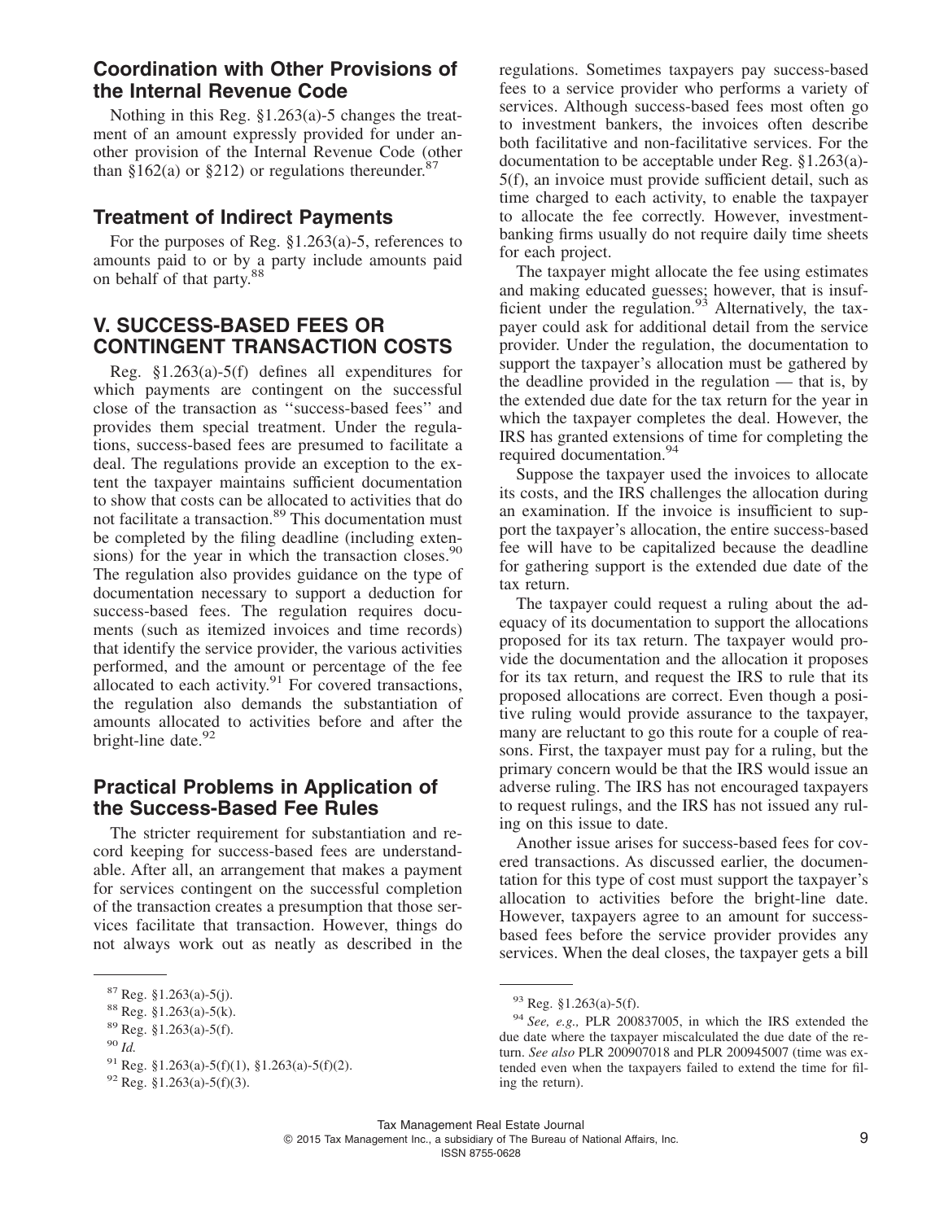## Coordination with Other Provisions of the Internal Revenue Code

Nothing in this Reg. §1.263(a)-5 changes the treatment of an amount expressly provided for under another provision of the Internal Revenue Code (other than §162(a) or §212) or regulations thereunder.[87]

## Treatment of Indirect Payments

For the purposes of Reg. §1.263(a)-5, references to amounts paid to or by a party include amounts paid on behalf of that party.[88]

## V. SUCCESS-BASED FEES OR CONTINGENT TRANSACTION COSTS

Reg. §1.263(a)-5(f) defines all expenditures for which payments are contingent on the successful close of the transaction as ''success-based fees'' and provides them special treatment. Under the regulations, success-based fees are presumed to facilitate a deal. The regulations provide an exception to the extent the taxpayer maintains sufficient documentation to show that costs can be allocated to activities that do not facilitate a transaction.[89] This documentation must be completed by the filing deadline (including extensions) for the year in which the transaction closes.[90] The regulation also provides guidance on the type of documentation necessary to support a deduction for success-based fees. The regulation requires documents (such as itemized invoices and time records) that identify the service provider, the various activities performed, and the amount or percentage of the fee allocated to each activity.[91] For covered transactions, the regulation also demands the substantiation of amounts allocated to activities before and after the bright-line date.[92]

## Practical Problems in Application of the Success-Based Fee Rules

The stricter requirement for substantiation and record keeping for success-based fees are understandable. After all, an arrangement that makes a payment for services contingent on the successful completion of the transaction creates a presumption that those services facilitate that transaction. However, things do not always work out as neatly as described in the regulations. Sometimes taxpayers pay success-based fees to a service provider who performs a variety of services. Although success-based fees most often go to investment bankers, the invoices often describe both facilitative and non-facilitative services. For the documentation to be acceptable under Reg. §1.263(a)-5(f), an invoice must provide sufficient detail, such as time charged to each activity, to enable the taxpayer to allocate the fee correctly. However, investment-banking firms usually do not require daily time sheets for each project.

The taxpayer might allocate the fee using estimates and making educated guesses; however, that is insufficient under the regulation.[93] Alternatively, the taxpayer could ask for additional detail from the service provider. Under the regulation, the documentation to support the taxpayer's allocation must be gathered by the deadline provided in the regulation — that is, by the extended due date for the tax return for the year in which the taxpayer completes the deal. However, the IRS has granted extensions of time for completing the required documentation.[94]

Suppose the taxpayer used the invoices to allocate its costs, and the IRS challenges the allocation during an examination. If the invoice is insufficient to support the taxpayer's allocation, the entire success-based fee will have to be capitalized because the deadline for gathering support is the extended due date of the tax return.

The taxpayer could request a ruling about the adequacy of its documentation to support the allocations proposed for its tax return. The taxpayer would provide the documentation and the allocation it proposes for its tax return, and request the IRS to rule that its proposed allocations are correct. Even though a positive ruling would provide assurance to the taxpayer, many are reluctant to go this route for a couple of reasons. First, the taxpayer must pay for a ruling, but the primary concern would be that the IRS would issue an adverse ruling. The IRS has not encouraged taxpayers to request rulings, and the IRS has not issued any ruling on this issue to date.

Another issue arises for success-based fees for covered transactions. As discussed earlier, the documentation for this type of cost must support the taxpayer's allocation to activities before the bright-line date. However, taxpayers agree to an amount for success-based fees before the service provider provides any services. When the deal closes, the taxpayer gets a bill

---

[87] Reg. §1.263(a)-5(j).

[88] Reg. §1.263(a)-5(k).

[89] Reg. §1.263(a)-5(f).

[90] *Id.*

[91] Reg. §1.263(a)-5(f)(1), §1.263(a)-5(f)(2).

[92] Reg. §1.263(a)-5(f)(3).

[93] Reg. §1.263(a)-5(f).

[94] *See, e.g.,* PLR 200837005, in which the IRS extended the due date where the taxpayer miscalculated the due date of the return. *See also* PLR 200907018 and PLR 200945007 (time was extended even when the taxpayers failed to extend the time for filing the return).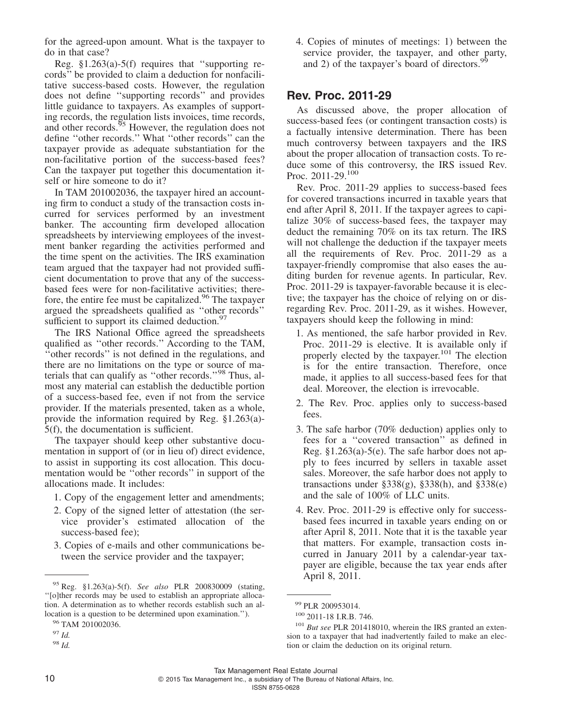for the agreed-upon amount. What is the taxpayer to do in that case?

Reg. §1.263(a)-5(f) requires that ''supporting records'' be provided to claim a deduction for nonfacilitative success-based costs. However, the regulation does not define ''supporting records'' and provides little guidance to taxpayers. As examples of supporting records, the regulation lists invoices, time records, and other records.[95] However, the regulation does not define ''other records.'' What ''other records'' can the taxpayer provide as adequate substantiation for the non-facilitative portion of the success-based fees? Can the taxpayer put together this documentation itself or hire someone to do it?

In TAM 201002036, the taxpayer hired an accounting firm to conduct a study of the transaction costs incurred for services performed by an investment banker. The accounting firm developed allocation spreadsheets by interviewing employees of the investment banker regarding the activities performed and the time spent on the activities. The IRS examination team argued that the taxpayer had not provided sufficient documentation to prove that any of the success-based fees were for non-facilitative activities; therefore, the entire fee must be capitalized.[96] The taxpayer argued the spreadsheets qualified as ''other records'' sufficient to support its claimed deduction.[97]

The IRS National Office agreed the spreadsheets qualified as ''other records.'' According to the TAM, ''other records'' is not defined in the regulations, and there are no limitations on the type or source of materials that can qualify as ''other records.''[98] Thus, almost any material can establish the deductible portion of a success-based fee, even if not from the service provider. If the materials presented, taken as a whole, provide the information required by Reg. §1.263(a)-5(f), the documentation is sufficient.

The taxpayer should keep other substantive documentation in support of (or in lieu of) direct evidence, to assist in supporting its cost allocation. This documentation would be ''other records'' in support of the allocations made. It includes:

1. Copy of the engagement letter and amendments;
2. Copy of the signed letter of attestation (the service provider's estimated allocation of the success-based fee);
3. Copies of e-mails and other communications between the service provider and the taxpayer;
4. Copies of minutes of meetings: 1) between the service provider, the taxpayer, and other party, and 2) of the taxpayer's board of directors.[99]

## Rev. Proc. 2011-29

As discussed above, the proper allocation of success-based fees (or contingent transaction costs) is a factually intensive determination. There has been much controversy between taxpayers and the IRS about the proper allocation of transaction costs. To reduce some of this controversy, the IRS issued Rev. Proc. 2011-29.[100]

Rev. Proc. 2011-29 applies to success-based fees for covered transactions incurred in taxable years that end after April 8, 2011. If the taxpayer agrees to capitalize 30% of success-based fees, the taxpayer may deduct the remaining 70% on its tax return. The IRS will not challenge the deduction if the taxpayer meets all the requirements of Rev. Proc. 2011-29 as a taxpayer-friendly compromise that also eases the auditing burden for revenue agents. In particular, Rev. Proc. 2011-29 is taxpayer-favorable because it is elective; the taxpayer has the choice of relying on or disregarding Rev. Proc. 2011-29, as it wishes. However, taxpayers should keep the following in mind:

1. As mentioned, the safe harbor provided in Rev. Proc. 2011-29 is elective. It is available only if properly elected by the taxpayer.[101] The election is for the entire transaction. Therefore, once made, it applies to all success-based fees for that deal. Moreover, the election is irrevocable.
2. The Rev. Proc. applies only to success-based fees.
3. The safe harbor (70% deduction) applies only to fees for a ''covered transaction'' as defined in Reg. §1.263(a)-5(e). The safe harbor does not apply to fees incurred by sellers in taxable asset sales. Moreover, the safe harbor does not apply to transactions under §338(g), §338(h), and §338(e) and the sale of 100% of LLC units.
4. Rev. Proc. 2011-29 is effective only for success-based fees incurred in taxable years ending on or after April 8, 2011. Note that it is the taxable year that matters. For example, transaction costs incurred in January 2011 by a calendar-year taxpayer are eligible, because the tax year ends after April 8, 2011.

---

[95] Reg. §1.263(a)-5(f). *See also* PLR 200830009 (stating, ''[o]ther records may be used to establish an appropriate allocation. A determination as to whether records establish such an allocation is a question to be determined upon examination.'').

[96] TAM 201002036.

[97] *Id.*

[98] *Id.*

[99] PLR 200953014.

[100] 2011-18 I.R.B. 746.

[101] *But see* PLR 201418010, wherein the IRS granted an extension to a taxpayer that had inadvertently failed to make an election or claim the deduction on its original return.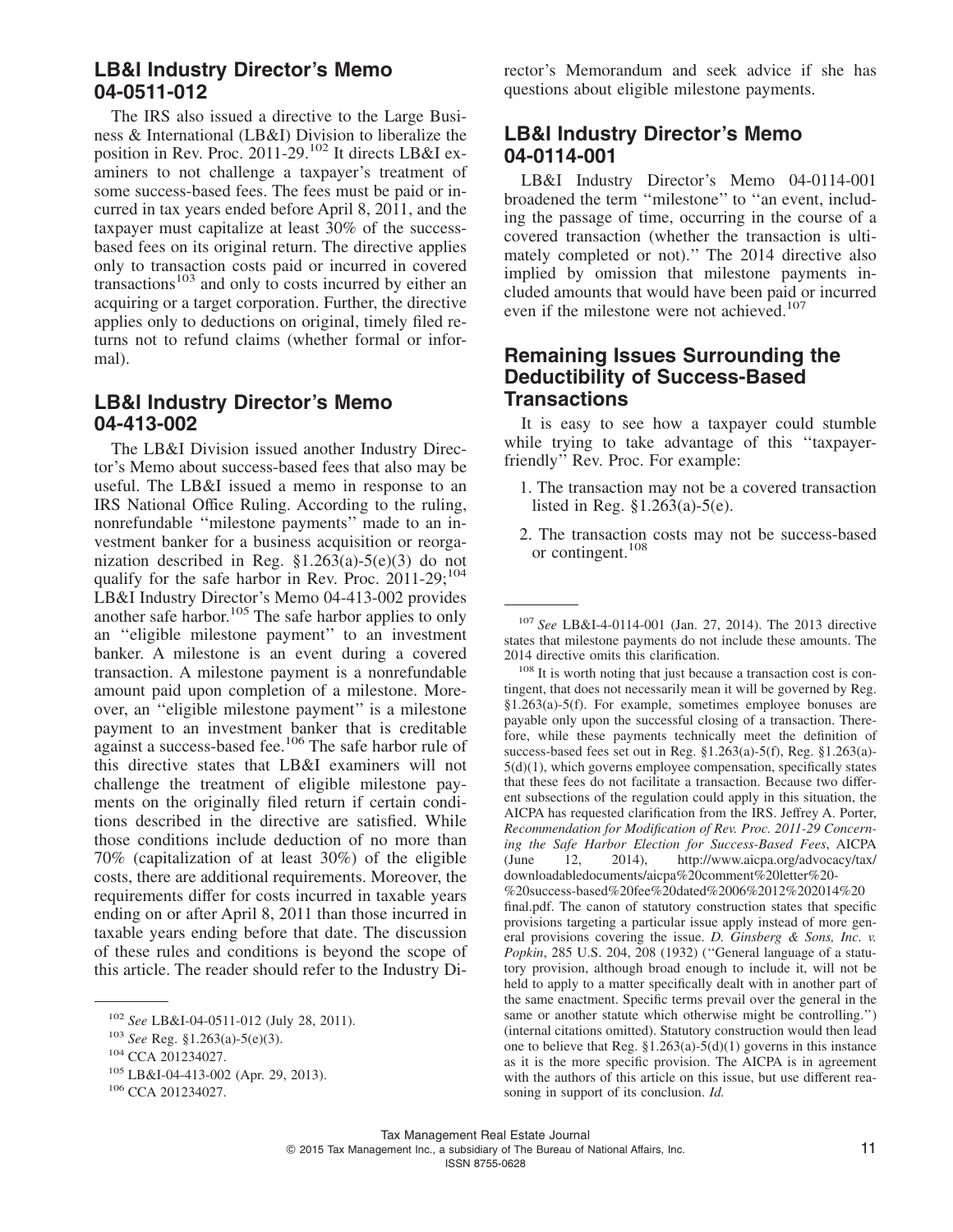## LB&I Industry Director's Memo 04-0511-012

The IRS also issued a directive to the Large Business & International (LB&I) Division to liberalize the position in Rev. Proc. 2011-29.[102] It directs LB&I examiners to not challenge a taxpayer's treatment of some success-based fees. The fees must be paid or incurred in tax years ended before April 8, 2011, and the taxpayer must capitalize at least 30% of the success-based fees on its original return. The directive applies only to transaction costs paid or incurred in covered transactions[103] and only to costs incurred by either an acquiring or a target corporation. Further, the directive applies only to deductions on original, timely filed returns not to refund claims (whether formal or informal).

## LB&I Industry Director's Memo 04-413-002

The LB&I Division issued another Industry Director's Memo about success-based fees that also may be useful. The LB&I issued a memo in response to an IRS National Office Ruling. According to the ruling, nonrefundable ''milestone payments'' made to an investment banker for a business acquisition or reorganization described in Reg. §1.263(a)-5(e)(3) do not qualify for the safe harbor in Rev. Proc. 2011-29;[104] LB&I Industry Director's Memo 04-413-002 provides another safe harbor.[105] The safe harbor applies to only an ''eligible milestone payment'' to an investment banker. A milestone is an event during a covered transaction. A milestone payment is a nonrefundable amount paid upon completion of a milestone. Moreover, an ''eligible milestone payment'' is a milestone payment to an investment banker that is creditable against a success-based fee.[106] The safe harbor rule of this directive states that LB&I examiners will not challenge the treatment of eligible milestone payments on the originally filed return if certain conditions described in the directive are satisfied. While those conditions include deduction of no more than 70% (capitalization of at least 30%) of the eligible costs, there are additional requirements. Moreover, the requirements differ for costs incurred in taxable years ending on or after April 8, 2011 than those incurred in taxable years ending before that date. The discussion of these rules and conditions is beyond the scope of this article. The reader should refer to the Industry Director's Memorandum and seek advice if she has questions about eligible milestone payments.

## LB&I Industry Director's Memo 04-0114-001

LB&I Industry Director's Memo 04-0114-001 broadened the term ''milestone'' to ''an event, including the passage of time, occurring in the course of a covered transaction (whether the transaction is ultimately completed or not).'' The 2014 directive also implied by omission that milestone payments included amounts that would have been paid or incurred even if the milestone were not achieved.[107]

## Remaining Issues Surrounding the Deductibility of Success-Based Transactions

It is easy to see how a taxpayer could stumble while trying to take advantage of this ''taxpayer-friendly'' Rev. Proc. For example:

1. The transaction may not be a covered transaction listed in Reg. §1.263(a)-5(e).
2. The transaction costs may not be success-based or contingent.[108]

---

[102] *See* LB&I-04-0511-012 (July 28, 2011).

[103] *See* Reg. §1.263(a)-5(e)(3).

[104] CCA 201234027.

[105] LB&I-04-413-002 (Apr. 29, 2013).

[106] CCA 201234027.

[107] *See* LB&I-4-0114-001 (Jan. 27, 2014). The 2013 directive states that milestone payments do not include these amounts. The 2014 directive omits this clarification.

[108] It is worth noting that just because a transaction cost is contingent, that does not necessarily mean it will be governed by Reg. §1.263(a)-5(f). For example, sometimes employee bonuses are payable only upon the successful closing of a transaction. Therefore, while these payments technically meet the definition of success-based fees set out in Reg. §1.263(a)-5(f), Reg. §1.263(a)-5(d)(1), which governs employee compensation, specifically states that these fees do not facilitate a transaction. Because two different subsections of the regulation could apply in this situation, the AICPA has requested clarification from the IRS. Jeffrey A. Porter, *Recommendation for Modification of Rev. Proc. 2011-29 Concerning the Safe Harbor Election for Success-Based Fees*, AICPA (June 12, 2014), http://www.aicpa.org/advocacy/tax/downloadabledocuments/aicpa%20comment%20letter%20-%20success-based%20fee%20dated%2006%2012%202014%20final.pdf. The canon of statutory construction states that specific provisions targeting a particular issue apply instead of more general provisions covering the issue. *D. Ginsberg & Sons, Inc. v. Popkin*, 285 U.S. 204, 208 (1932) (''General language of a statutory provision, although broad enough to include it, will not be held to apply to a matter specifically dealt with in another part of the same enactment. Specific terms prevail over the general in the same or another statute which otherwise might be controlling.'') (internal citations omitted). Statutory construction would then lead one to believe that Reg. §1.263(a)-5(d)(1) governs in this instance as it is the more specific provision. The AICPA is in agreement with the authors of this article on this issue, but use different reasoning in support of its conclusion. *Id.*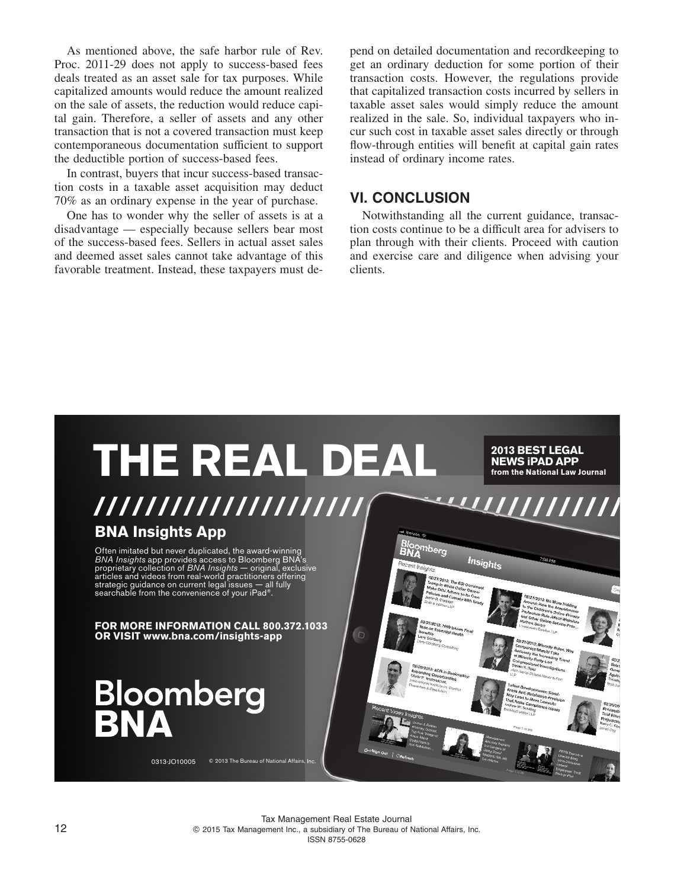As mentioned above, the safe harbor rule of Rev. Proc. 2011-29 does not apply to success-based fees deals treated as an asset sale for tax purposes. While capitalized amounts would reduce the amount realized on the sale of assets, the reduction would reduce capital gain. Therefore, a seller of assets and any other transaction that is not a covered transaction must keep contemporaneous documentation sufficient to support the deductible portion of success-based fees.

In contrast, buyers that incur success-based transaction costs in a taxable asset acquisition may deduct 70% as an ordinary expense in the year of purchase.

One has to wonder why the seller of assets is at a disadvantage — especially because sellers bear most of the success-based fees. Sellers in actual asset sales and deemed asset sales cannot take advantage of this favorable treatment. Instead, these taxpayers must depend on detailed documentation and recordkeeping to get an ordinary deduction for some portion of their transaction costs. However, the regulations provide that capitalized transaction costs incurred by sellers in taxable asset sales would simply reduce the amount realized in the sale. So, individual taxpayers who incur such cost in taxable asset sales directly or through flow-through entities will benefit at capital gain rates instead of ordinary income rates.

## VI. CONCLUSION

Notwithstanding all the current guidance, transaction costs continue to be a difficult area for advisers to plan through with their clients. Proceed with caution and exercise care and diligence when advising your clients.

# THE REAL DEAL

**2013 BEST LEGAL NEWS iPAD APP**
**from the National Law Journal**

## BNA Insights App

Often imitated but never duplicated, the award-winning *BNA Insights* app provides access to Bloomberg BNA's proprietary collection of *BNA Insights* — original, exclusive articles and videos from real-world practitioners offering strategic guidance on current legal issues — all fully searchable from the convenience of your iPad®.

**FOR MORE INFORMATION CALL 800.372.1033**
**OR VISIT www.bna.com/insights-app**

Bloomberg BNA

0313-JO10005 © 2013 The Bureau of National Affairs, Inc.